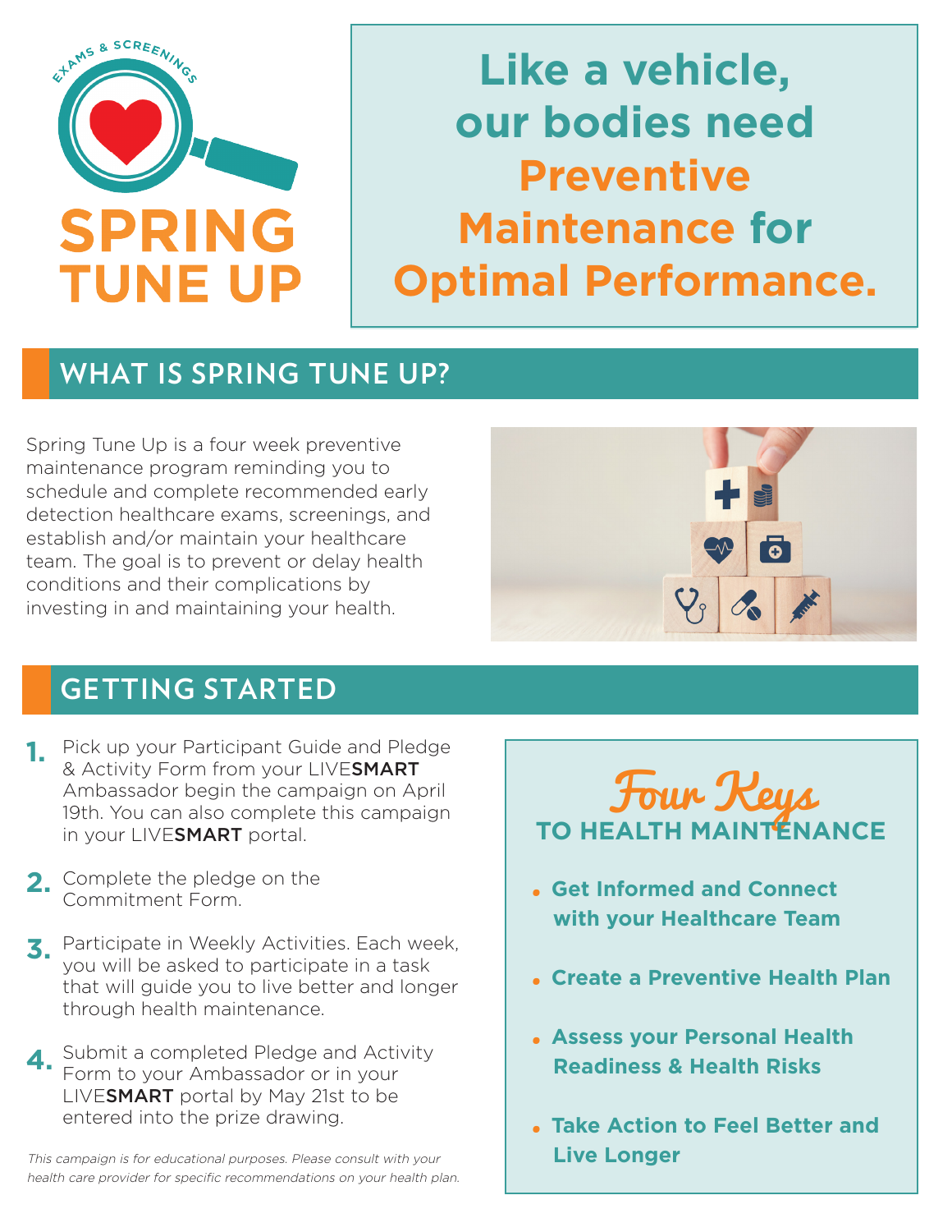EXAMS & SCREENINGS

# SPRING TUNE UP

**Like a vehicle, our bodies need Preventive Maintenance for Optimal Performance.**

## WHAT IS SPRING TUNE UP?

Spring Tune Up is a four week preventive maintenance program reminding you to schedule and complete recommended early detection healthcare exams, screenings, and establish and/or maintain your healthcare team. The goal is to prevent or delay health conditions and their complications by investing in and maintaining your health.

## GETTING STARTED

1. Pick up your Participant Guide and Pledge & Activity Form from your LIVE**SMART** Ambassador begin the campaign on April 19th. You can also complete this campaign in your LIVE**SMART** portal.
2. Complete the pledge on the Commitment Form.
3. Participate in Weekly Activities. Each week, you will be asked to participate in a task that will guide you to live better and longer through health maintenance.
4. Submit a completed Pledge and Activity Form to your Ambassador or in your LIVE**SMART** portal by May 21st to be entered into the prize drawing.

*This campaign is for educational purposes. Please consult with your health care provider for specific recommendations on your health plan.*

### Four Keys TO HEALTH MAINTENANCE

- **Get Informed and Connect with your Healthcare Team**
- **Create a Preventive Health Plan**
- **Assess your Personal Health Readiness & Health Risks**
- **Take Action to Feel Better and Live Longer**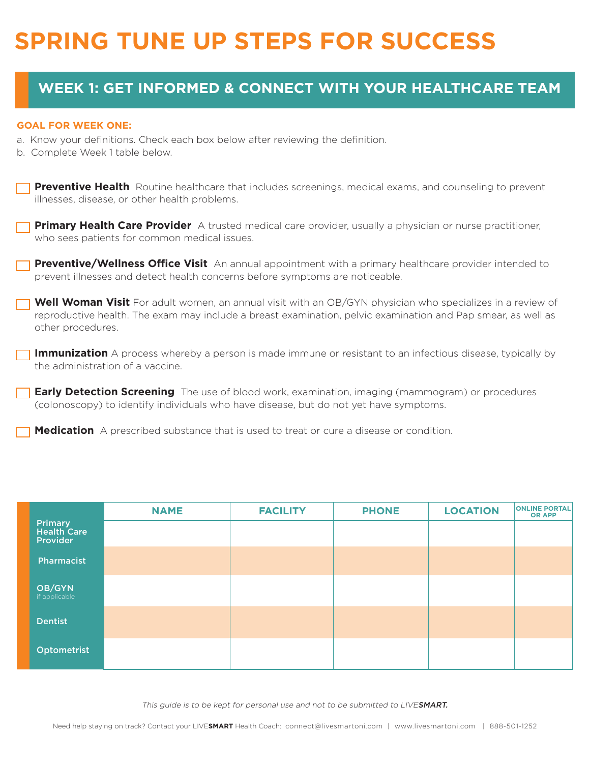# SPRING TUNE UP STEPS FOR SUCCESS

## WEEK 1: GET INFORMED & CONNECT WITH YOUR HEALTHCARE TEAM

**GOAL FOR WEEK ONE:**

a. Know your definitions. Check each box below after reviewing the definition.
b. Complete Week 1 table below.

- [ ] **Preventive Health** Routine healthcare that includes screenings, medical exams, and counseling to prevent illnesses, disease, or other health problems.

- [ ] **Primary Health Care Provider** A trusted medical care provider, usually a physician or nurse practitioner, who sees patients for common medical issues.

- [ ] **Preventive/Wellness Office Visit** An annual appointment with a primary healthcare provider intended to prevent illnesses and detect health concerns before symptoms are noticeable.

- [ ] **Well Woman Visit** For adult women, an annual visit with an OB/GYN physician who specializes in a review of reproductive health. The exam may include a breast examination, pelvic examination and Pap smear, as well as other procedures.

- [ ] **Immunization** A process whereby a person is made immune or resistant to an infectious disease, typically by the administration of a vaccine.

- [ ] **Early Detection Screening** The use of blood work, examination, imaging (mammogram) or procedures (colonoscopy) to identify individuals who have disease, but do not yet have symptoms.

- [ ] **Medication** A prescribed substance that is used to treat or cure a disease or condition.

| | NAME | FACILITY | PHONE | LOCATION | ONLINE PORTAL OR APP |
|---|---|---|---|---|---|
| Primary Health Care Provider | | | | | |
| Pharmacist | | | | | |
| OB/GYN if applicable | | | | | |
| Dentist | | | | | |
| Optometrist | | | | | |

*This guide is to be kept for personal use and not to be submitted to LIVE**SMART**.*

Need help staying on track? Contact your LIVE**SMART** Health Coach: connect@livesmartoni.com | www.livesmartoni.com | 888-501-1252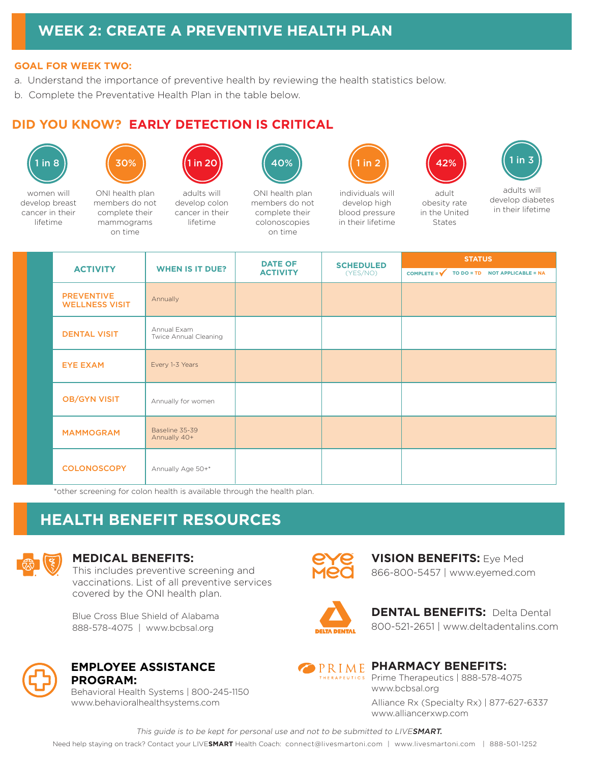# WEEK 2: CREATE A PREVENTIVE HEALTH PLAN

**GOAL FOR WEEK TWO:**

a. Understand the importance of preventive health by reviewing the health statistics below.
b. Complete the Preventative Health Plan in the table below.

## DID YOU KNOW? EARLY DETECTION IS CRITICAL

- **1 in 8** women will develop breast cancer in their lifetime
- **30%** ONI health plan members do not complete their mammograms on time
- **1 in 20** adults will develop colon cancer in their lifetime
- **40%** ONI health plan members do not complete their colonoscopies on time
- **1 in 2** individuals will develop high blood pressure in their lifetime
- **42%** adult obesity rate in the United States
- **1 in 3** adults will develop diabetes in their lifetime

| ACTIVITY | WHEN IS IT DUE? | DATE OF ACTIVITY | SCHEDULED (YES/NO) | STATUS (COMPLETE = ✓ TO DO = TD NOT APPLICABLE = NA) |
|---|---|---|---|---|
| PREVENTIVE WELLNESS VISIT | Annually | | | |
| DENTAL VISIT | Annual Exam<br>Twice Annual Cleaning | | | |
| EYE EXAM | Every 1-3 Years | | | |
| OB/GYN VISIT | Annually for women | | | |
| MAMMOGRAM | Baseline 35-39<br>Annually 40+ | | | |
| COLONOSCOPY | Annually Age 50+* | | | |

*other screening for colon health is available through the health plan.

# HEALTH BENEFIT RESOURCES

### MEDICAL BENEFITS:

This includes preventive screening and vaccinations. List of all preventive services covered by the ONI health plan.

Blue Cross Blue Shield of Alabama
888-578-4075 | www.bcbsal.org

### VISION BENEFITS: Eye Med

866-800-5457 | www.eyemed.com

### DENTAL BENEFITS: Delta Dental

800-521-2651 | www.deltadentalins.com

### EMPLOYEE ASSISTANCE PROGRAM:

Behavioral Health Systems | 800-245-1150
www.behavioralhealthsystems.com

### PHARMACY BENEFITS:

Prime Therapeutics | 888-578-4075
www.bcbsal.org

Alliance Rx (Specialty Rx) | 877-627-6337
www.alliancerxwp.com

*This guide is to be kept for personal use and not to be submitted to LIVE**SMART**.*

Need help staying on track? Contact your LIVE**SMART** Health Coach: connect@livesmartoni.com | www.livesmartoni.com | 888-501-1252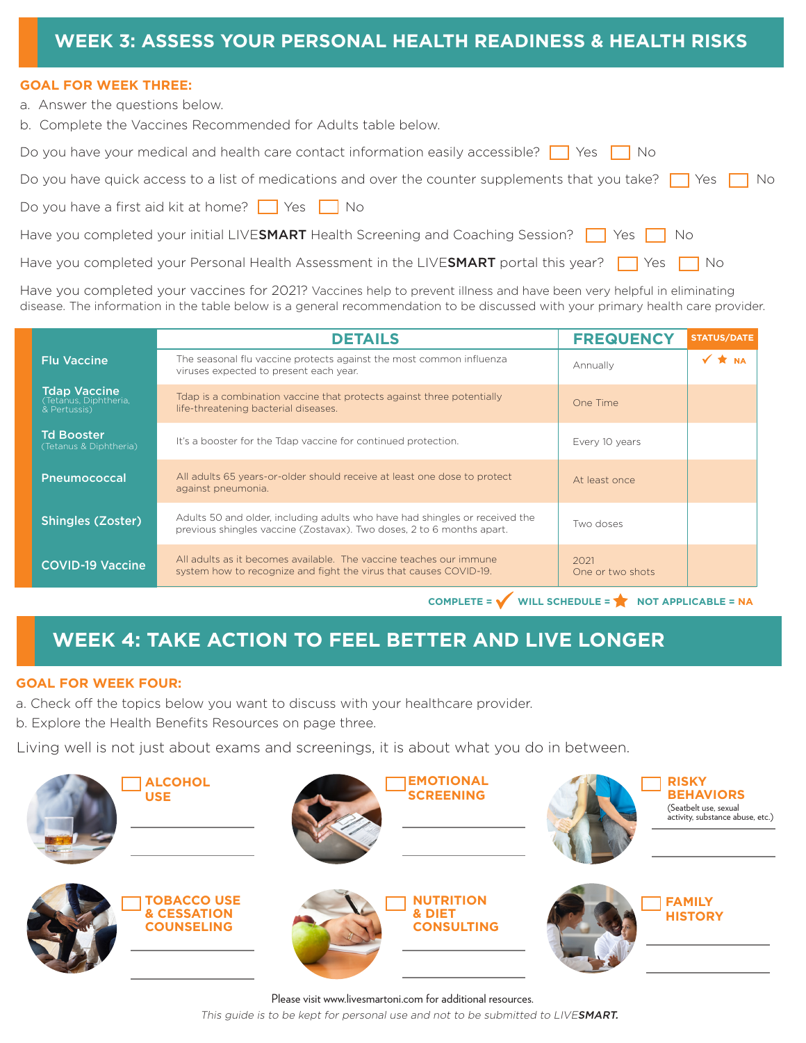## WEEK 3: ASSESS YOUR PERSONAL HEALTH READINESS & HEALTH RISKS

**GOAL FOR WEEK THREE:**

a. Answer the questions below.
b. Complete the Vaccines Recommended for Adults table below.

Do you have your medical and health care contact information easily accessible? ☐ Yes ☐ No

Do you have quick access to a list of medications and over the counter supplements that you take? ☐ Yes ☐ No

Do you have a first aid kit at home? ☐ Yes ☐ No

Have you completed your initial LIVE**SMART** Health Screening and Coaching Session? ☐ Yes ☐ No

Have you completed your Personal Health Assessment in the LIVE**SMART** portal this year? ☐ Yes ☐ No

Have you completed your vaccines for 2021? Vaccines help to prevent illness and have been very helpful in eliminating disease. The information in the table below is a general recommendation to be discussed with your primary health care provider.

| | DETAILS | FREQUENCY | STATUS/DATE |
|---|---|---|---|
| **Flu Vaccine** | The seasonal flu vaccine protects against the most common influenza viruses expected to present each year. | Annually | ✓ ★ NA |
| **Tdap Vaccine** (Tetanus, Diphtheria, & Pertussis) | Tdap is a combination vaccine that protects against three potentially life-threatening bacterial diseases. | One Time | |
| **Td Booster** (Tetanus & Diphtheria) | It's a booster for the Tdap vaccine for continued protection. | Every 10 years | |
| **Pneumococcal** | All adults 65 years-or-older should receive at least one dose to protect against pneumonia. | At least once | |
| **Shingles (Zoster)** | Adults 50 and older, including adults who have had shingles or received the previous shingles vaccine (Zostavax). Two doses, 2 to 6 months apart. | Two doses | |
| **COVID-19 Vaccine** | All adults as it becomes available. The vaccine teaches our immune system how to recognize and fight the virus that causes COVID-19. | 2021<br>One or two shots | |

**COMPLETE = ✓ WILL SCHEDULE = ★ NOT APPLICABLE = NA**

## WEEK 4: TAKE ACTION TO FEEL BETTER AND LIVE LONGER

**GOAL FOR WEEK FOUR:**

a. Check off the topics below you want to discuss with your healthcare provider.
b. Explore the Health Benefits Resources on page three.

Living well is not just about exams and screenings, it is about what you do in between.

☐ **ALCOHOL USE**
______________________
______________________

☐ **EMOTIONAL SCREENING**
______________________
______________________

☐ **RISKY BEHAVIORS** (Seatbelt use, sexual activity, substance abuse, etc.)
______________________
______________________

☐ **TOBACCO USE & CESSATION COUNSELING**
______________________
______________________

☐ **NUTRITION & DIET CONSULTING**
______________________
______________________

☐ **FAMILY HISTORY**
______________________
______________________

Please visit www.livesmartoni.com for additional resources.

*This guide is to be kept for personal use and not to be submitted to LIVE**SMART**.*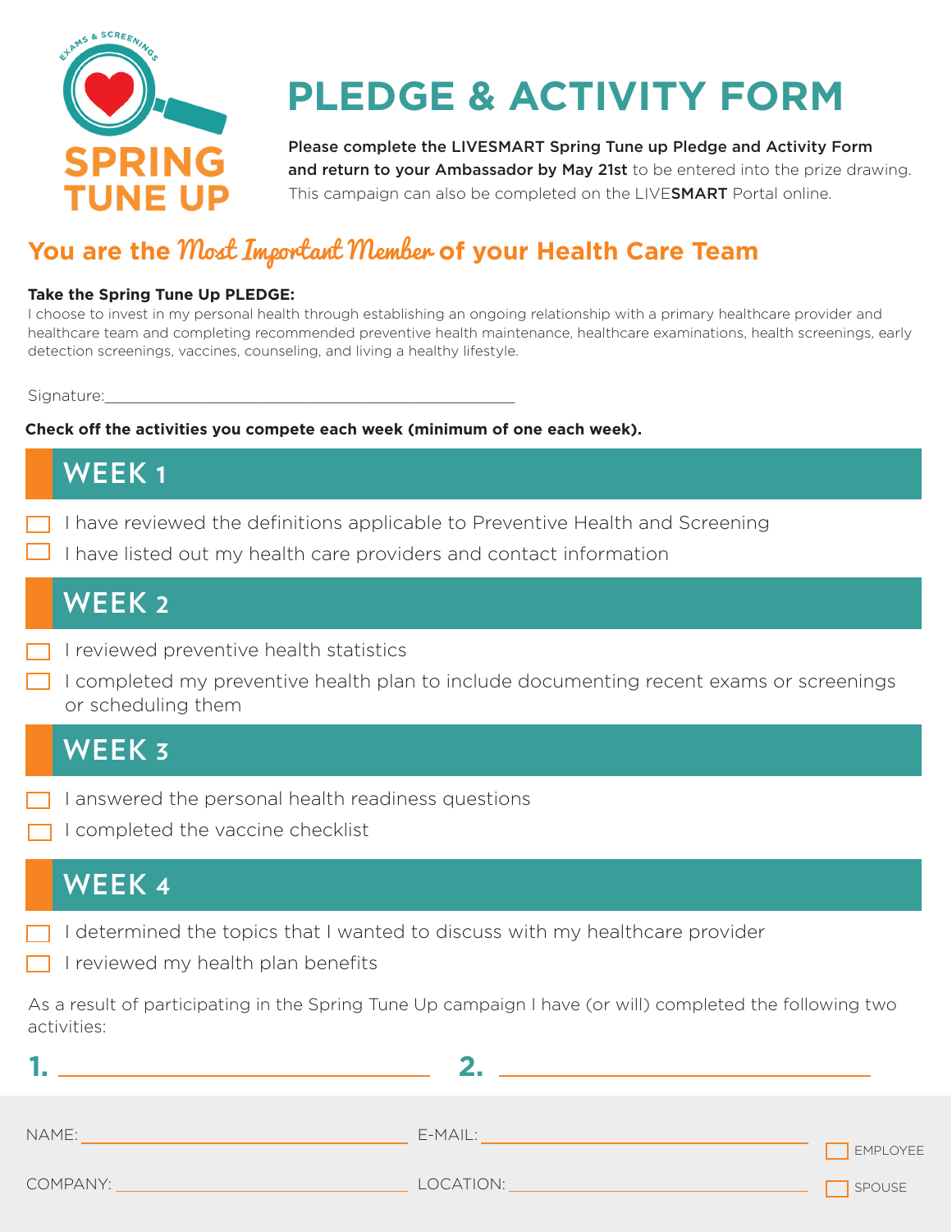EXAMS & SCREENINGS

SPRING TUNE UP

# PLEDGE & ACTIVITY FORM

**Please complete the LIVESMART Spring Tune up Pledge and Activity Form and return to your Ambassador by May 21st** to be entered into the prize drawing. This campaign can also be completed on the LIVE**SMART** Portal online.

## You are the *Most Important Member* of your Health Care Team

**Take the Spring Tune Up PLEDGE:**

I choose to invest in my personal health through establishing an ongoing relationship with a primary healthcare provider and healthcare team and completing recommended preventive health maintenance, healthcare examinations, health screenings, early detection screenings, vaccines, counseling, and living a healthy lifestyle.

Signature:\_\_\_\_\_\_\_\_\_\_\_\_\_\_\_\_\_\_\_\_\_\_\_\_\_\_\_\_\_\_\_\_\_\_\_\_\_\_\_\_\_\_\_\_

**Check off the activities you compete each week (minimum of one each week).**

### WEEK 1

- [ ] I have reviewed the definitions applicable to Preventive Health and Screening
- [ ] I have listed out my health care providers and contact information

### WEEK 2

- [ ] I reviewed preventive health statistics
- [ ] I completed my preventive health plan to include documenting recent exams or screenings or scheduling them

### WEEK 3

- [ ] I answered the personal health readiness questions
- [ ] I completed the vaccine checklist

### WEEK 4

- [ ] I determined the topics that I wanted to discuss with my healthcare provider
- [ ] I reviewed my health plan benefits

As a result of participating in the Spring Tune Up campaign I have (or will) completed the following two activities:

**1.** \_\_\_\_\_\_\_\_\_\_\_\_\_\_\_\_\_\_\_\_\_\_\_\_\_\_\_\_\_\_ **2.** \_\_\_\_\_\_\_\_\_\_\_\_\_\_\_\_\_\_\_\_\_\_\_\_\_\_\_\_\_\_

NAME: \_\_\_\_\_\_\_\_\_\_\_\_\_\_\_\_\_\_\_\_\_\_\_\_\_\_\_\_ E-MAIL: \_\_\_\_\_\_\_\_\_\_\_\_\_\_\_\_\_\_\_\_\_\_\_\_\_\_\_\_

COMPANY: \_\_\_\_\_\_\_\_\_\_\_\_\_\_\_\_\_\_\_\_\_\_\_\_\_\_\_\_ LOCATION: \_\_\_\_\_\_\_\_\_\_\_\_\_\_\_\_\_\_\_\_\_\_\_\_\_\_\_\_

- [ ] EMPLOYEE
- [ ] SPOUSE